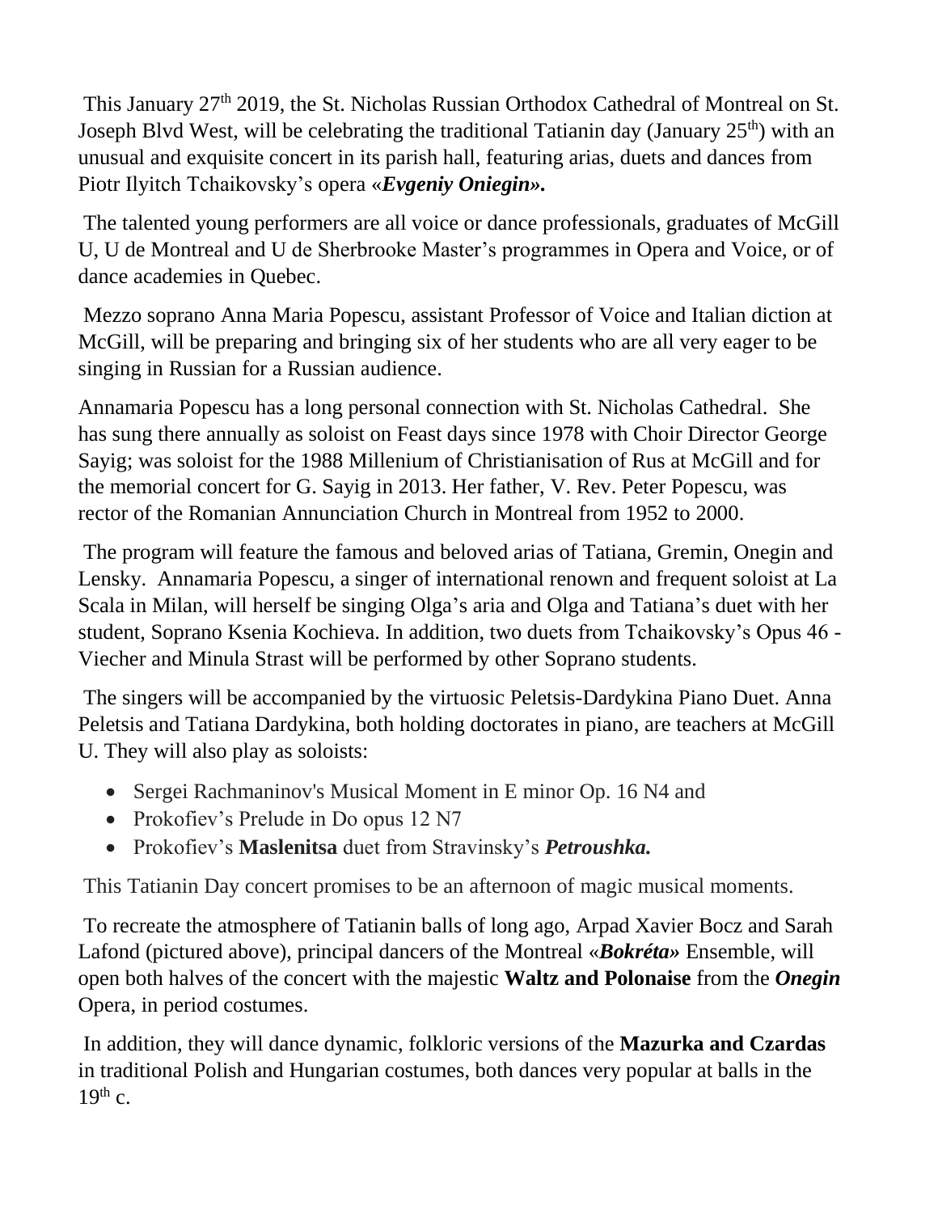This January 27th 2019, the St. Nicholas Russian Orthodox Cathedral of Montreal on St. Joseph Blvd West, will be celebrating the traditional Tatianin day (January 25th) with an unusual and exquisite concert in its parish hall, featuring arias, duets and dances from Piotr Ilyitch Tchaikovsky's opera «***Evgeniy Oniegin*»**.

The talented young performers are all voice or dance professionals, graduates of McGill U, U de Montreal and U de Sherbrooke Master's programmes in Opera and Voice, or of dance academies in Quebec.

Mezzo soprano Anna Maria Popescu, assistant Professor of Voice and Italian diction at McGill, will be preparing and bringing six of her students who are all very eager to be singing in Russian for a Russian audience.

Annamaria Popescu has a long personal connection with St. Nicholas Cathedral. She has sung there annually as soloist on Feast days since 1978 with Choir Director George Sayig; was soloist for the 1988 Millenium of Christianisation of Rus at McGill and for the memorial concert for G. Sayig in 2013. Her father, V. Rev. Peter Popescu, was rector of the Romanian Annunciation Church in Montreal from 1952 to 2000.

The program will feature the famous and beloved arias of Tatiana, Gremin, Onegin and Lensky. Annamaria Popescu, a singer of international renown and frequent soloist at La Scala in Milan, will herself be singing Olga's aria and Olga and Tatiana's duet with her student, Soprano Ksenia Kochieva. In addition, two duets from Tchaikovsky's Opus 46 - Viecher and Minula Strast will be performed by other Soprano students.

The singers will be accompanied by the virtuosic Peletsis-Dardykina Piano Duet. Anna Peletsis and Tatiana Dardykina, both holding doctorates in piano, are teachers at McGill U. They will also play as soloists:

- Sergei Rachmaninov's Musical Moment in E minor Op. 16 N4 and
- Prokofiev's Prelude in Do opus 12 N7
- Prokofiev's **Maslenitsa** duet from Stravinsky's ***Petroushka.***

This Tatianin Day concert promises to be an afternoon of magic musical moments.

To recreate the atmosphere of Tatianin balls of long ago, Arpad Xavier Bocz and Sarah Lafond (pictured above), principal dancers of the Montreal «***Bokréta*»** Ensemble, will open both halves of the concert with the majestic **Waltz and Polonaise** from the ***Onegin*** Opera, in period costumes.

In addition, they will dance dynamic, folkloric versions of the **Mazurka and Czardas** in traditional Polish and Hungarian costumes, both dances very popular at balls in the 19th c.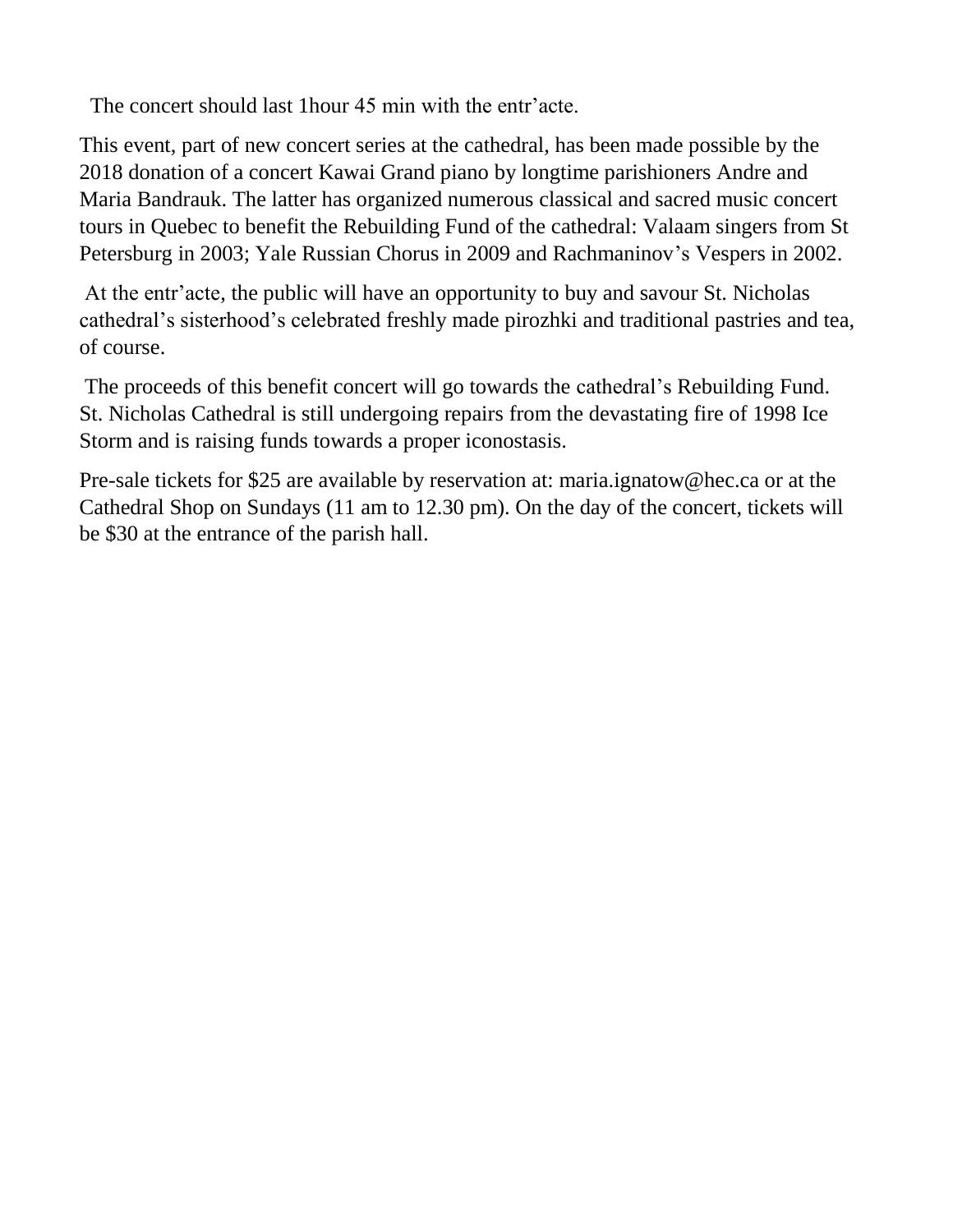The concert should last 1hour 45 min with the entr'acte.

This event, part of new concert series at the cathedral, has been made possible by the 2018 donation of a concert Kawai Grand piano by longtime parishioners Andre and Maria Bandrauk. The latter has organized numerous classical and sacred music concert tours in Quebec to benefit the Rebuilding Fund of the cathedral: Valaam singers from St Petersburg in 2003; Yale Russian Chorus in 2009 and Rachmaninov's Vespers in 2002.

At the entr'acte, the public will have an opportunity to buy and savour St. Nicholas cathedral's sisterhood's celebrated freshly made pirozhki and traditional pastries and tea, of course.

The proceeds of this benefit concert will go towards the cathedral's Rebuilding Fund. St. Nicholas Cathedral is still undergoing repairs from the devastating fire of 1998 Ice Storm and is raising funds towards a proper iconostasis.

Pre-sale tickets for $25 are available by reservation at: maria.ignatow@hec.ca or at the Cathedral Shop on Sundays (11 am to 12.30 pm). On the day of the concert, tickets will be $30 at the entrance of the parish hall.